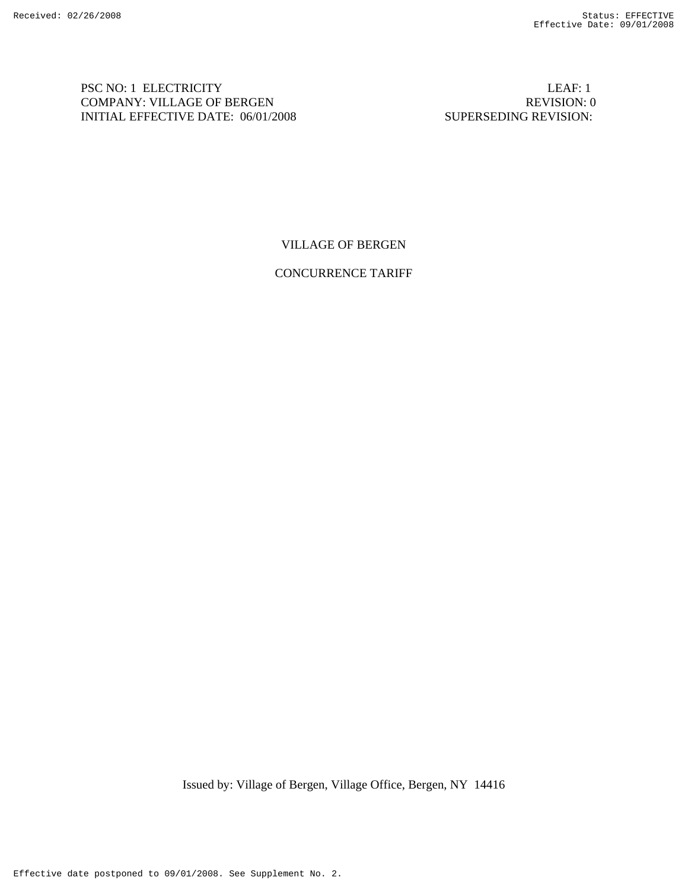PSC NO: 1 ELECTRICITY | LEAF: 1
COMPANY: VILLAGE OF BERGEN | REVISION: 0
INITIAL EFFECTIVE DATE: 06/01/2008 | SUPERSEDING REVISION:

# VILLAGE OF BERGEN

## CONCURRENCE TARIFF

Issued by: Village of Bergen, Village Office, Bergen, NY 14416

Effective date postponed to 09/01/2008. See Supplement No. 2.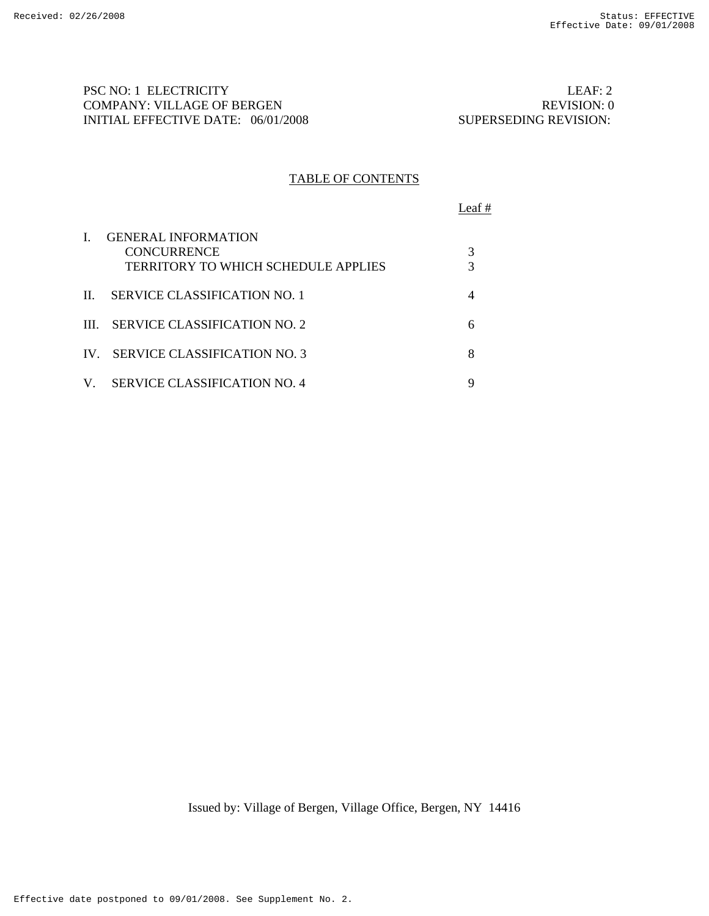PSC NO: 1 ELECTRICITY
COMPANY: VILLAGE OF BERGEN
INITIAL EFFECTIVE DATE: 06/01/2008

LEAF: 2
REVISION: 0
SUPERSEDING REVISION:

## TABLE OF CONTENTS

| | | Leaf # |
|---|---|---|
| I. | GENERAL INFORMATION | |
| | CONCURRENCE | 3 |
| | TERRITORY TO WHICH SCHEDULE APPLIES | 3 |
| II. | SERVICE CLASSIFICATION NO. 1 | 4 |
| III. | SERVICE CLASSIFICATION NO. 2 | 6 |
| IV. | SERVICE CLASSIFICATION NO. 3 | 8 |
| V. | SERVICE CLASSIFICATION NO. 4 | 9 |

Issued by: Village of Bergen, Village Office, Bergen, NY 14416

Effective date postponed to 09/01/2008. See Supplement No. 2.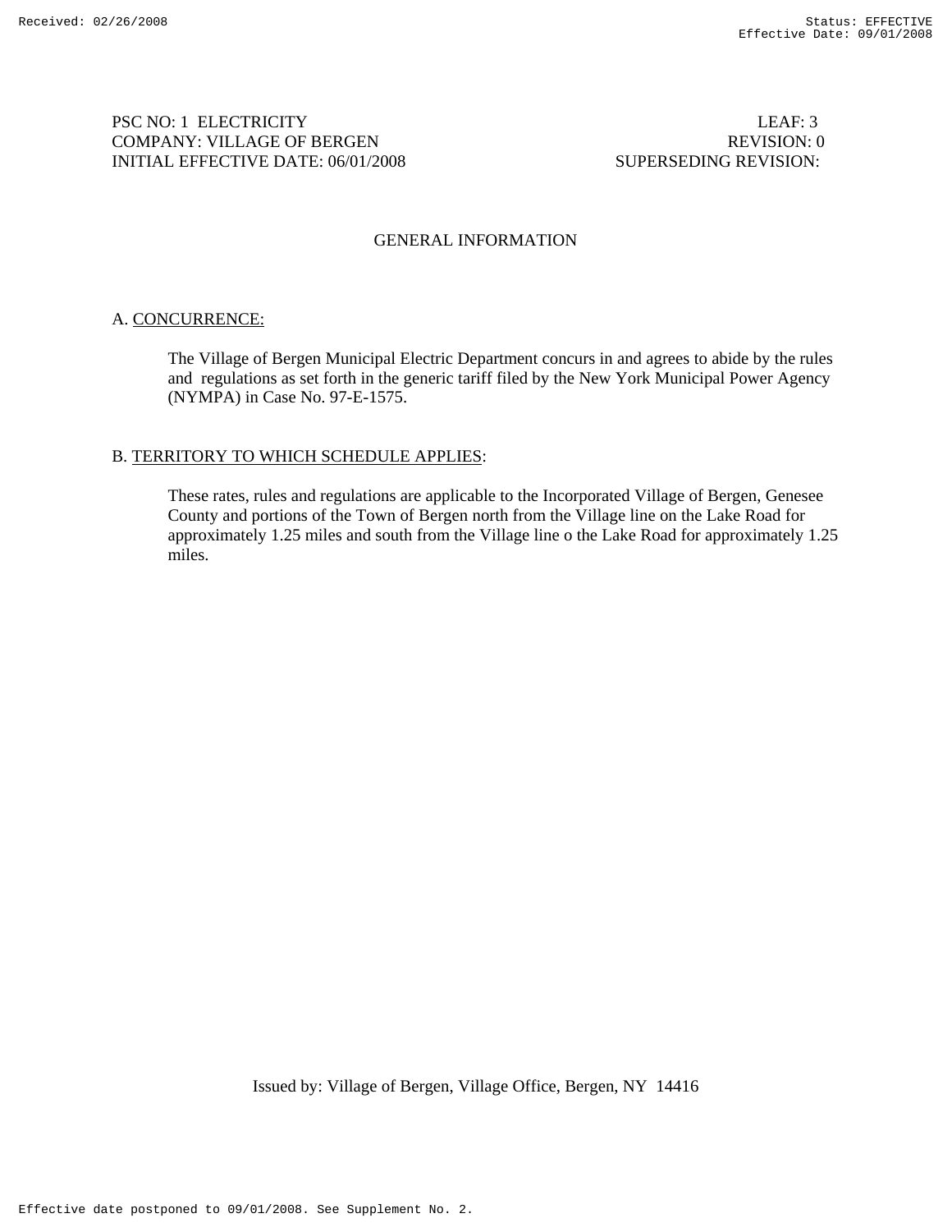PSC NO: 1 ELECTRICITY LEAF: 3
COMPANY: VILLAGE OF BERGEN REVISION: 0
INITIAL EFFECTIVE DATE: 06/01/2008 SUPERSEDING REVISION:

# GENERAL INFORMATION

## A. CONCURRENCE:

The Village of Bergen Municipal Electric Department concurs in and agrees to abide by the rules and regulations as set forth in the generic tariff filed by the New York Municipal Power Agency (NYMPA) in Case No. 97-E-1575.

## B. TERRITORY TO WHICH SCHEDULE APPLIES:

These rates, rules and regulations are applicable to the Incorporated Village of Bergen, Genesee County and portions of the Town of Bergen north from the Village line on the Lake Road for approximately 1.25 miles and south from the Village line o the Lake Road for approximately 1.25 miles.

Issued by: Village of Bergen, Village Office, Bergen, NY 14416

Effective date postponed to 09/01/2008. See Supplement No. 2.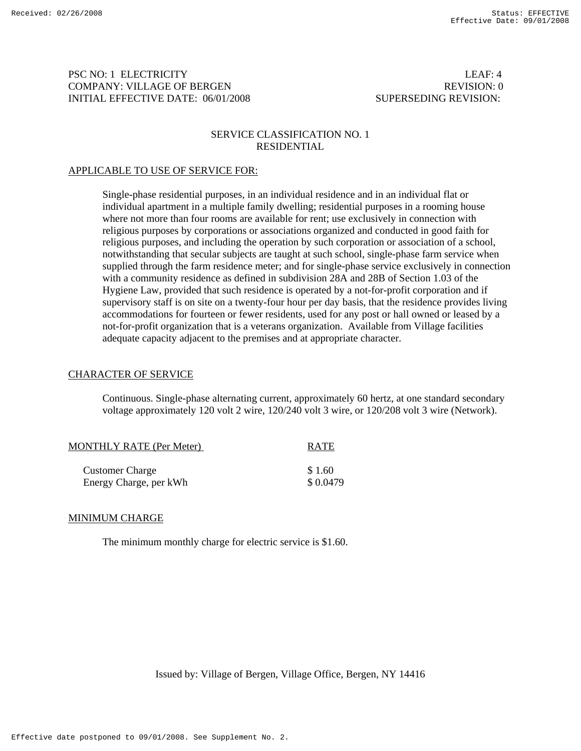PSC NO: 1 ELECTRICITY — LEAF: 4
COMPANY: VILLAGE OF BERGEN — REVISION: 0
INITIAL EFFECTIVE DATE: 06/01/2008 — SUPERSEDING REVISION:

## SERVICE CLASSIFICATION NO. 1
## RESIDENTIAL

### APPLICABLE TO USE OF SERVICE FOR:

Single-phase residential purposes, in an individual residence and in an individual flat or individual apartment in a multiple family dwelling; residential purposes in a rooming house where not more than four rooms are available for rent; use exclusively in connection with religious purposes by corporations or associations organized and conducted in good faith for religious purposes, and including the operation by such corporation or association of a school, notwithstanding that secular subjects are taught at such school, single-phase farm service when supplied through the farm residence meter; and for single-phase service exclusively in connection with a community residence as defined in subdivision 28A and 28B of Section 1.03 of the Hygiene Law, provided that such residence is operated by a not-for-profit corporation and if supervisory staff is on site on a twenty-four hour per day basis, that the residence provides living accommodations for fourteen or fewer residents, used for any post or hall owned or leased by a not-for-profit organization that is a veterans organization. Available from Village facilities adequate capacity adjacent to the premises and at appropriate character.

### CHARACTER OF SERVICE

Continuous. Single-phase alternating current, approximately 60 hertz, at one standard secondary voltage approximately 120 volt 2 wire, 120/240 volt 3 wire, or 120/208 volt 3 wire (Network).

| MONTHLY RATE (Per Meter) | RATE |
|---|---|
| Customer Charge | $ 1.60 |
| Energy Charge, per kWh | $ 0.0479 |

### MINIMUM CHARGE

The minimum monthly charge for electric service is $1.60.

Issued by: Village of Bergen, Village Office, Bergen, NY 14416

Effective date postponed to 09/01/2008. See Supplement No. 2.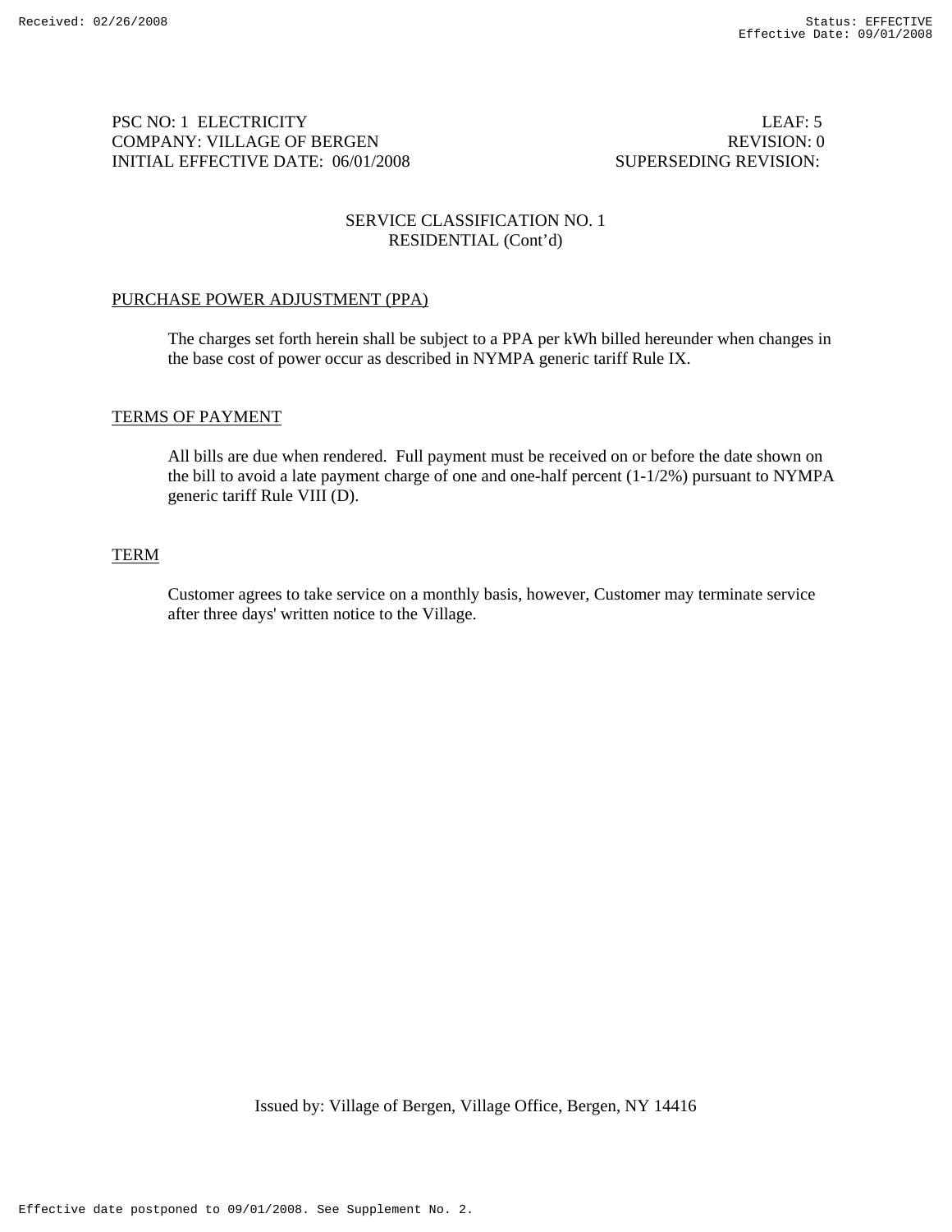PSC NO: 1 ELECTRICITY LEAF: 5
COMPANY: VILLAGE OF BERGEN REVISION: 0
INITIAL EFFECTIVE DATE: 06/01/2008 SUPERSEDING REVISION:

SERVICE CLASSIFICATION NO. 1
RESIDENTIAL (Cont'd)

PURCHASE POWER ADJUSTMENT (PPA)

The charges set forth herein shall be subject to a PPA per kWh billed hereunder when changes in the base cost of power occur as described in NYMPA generic tariff Rule IX.

TERMS OF PAYMENT

All bills are due when rendered. Full payment must be received on or before the date shown on the bill to avoid a late payment charge of one and one-half percent (1-1/2%) pursuant to NYMPA generic tariff Rule VIII (D).

TERM

Customer agrees to take service on a monthly basis, however, Customer may terminate service after three days' written notice to the Village.

Issued by: Village of Bergen, Village Office, Bergen, NY 14416

Effective date postponed to 09/01/2008. See Supplement No. 2.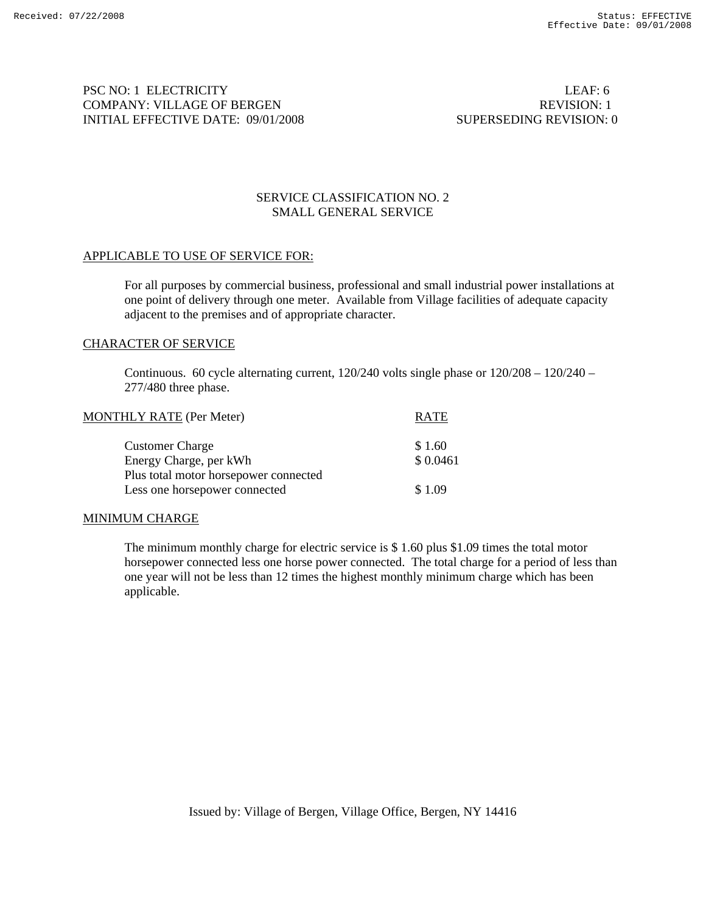PSC NO: 1 ELECTRICITY
COMPANY: VILLAGE OF BERGEN
INITIAL EFFECTIVE DATE: 09/01/2008

LEAF: 6
REVISION: 1
SUPERSEDING REVISION: 0

## SERVICE CLASSIFICATION NO. 2
## SMALL GENERAL SERVICE

### APPLICABLE TO USE OF SERVICE FOR:

For all purposes by commercial business, professional and small industrial power installations at one point of delivery through one meter. Available from Village facilities of adequate capacity adjacent to the premises and of appropriate character.

### CHARACTER OF SERVICE

Continuous. 60 cycle alternating current, 120/240 volts single phase or 120/208 – 120/240 – 277/480 three phase.

| MONTHLY RATE (Per Meter) | RATE |
|---|---|
| Customer Charge | $ 1.60 |
| Energy Charge, per kWh | $ 0.0461 |
| Plus total motor horsepower connected Less one horsepower connected | $ 1.09 |

### MINIMUM CHARGE

The minimum monthly charge for electric service is $ 1.60 plus $1.09 times the total motor horsepower connected less one horse power connected. The total charge for a period of less than one year will not be less than 12 times the highest monthly minimum charge which has been applicable.

Issued by: Village of Bergen, Village Office, Bergen, NY 14416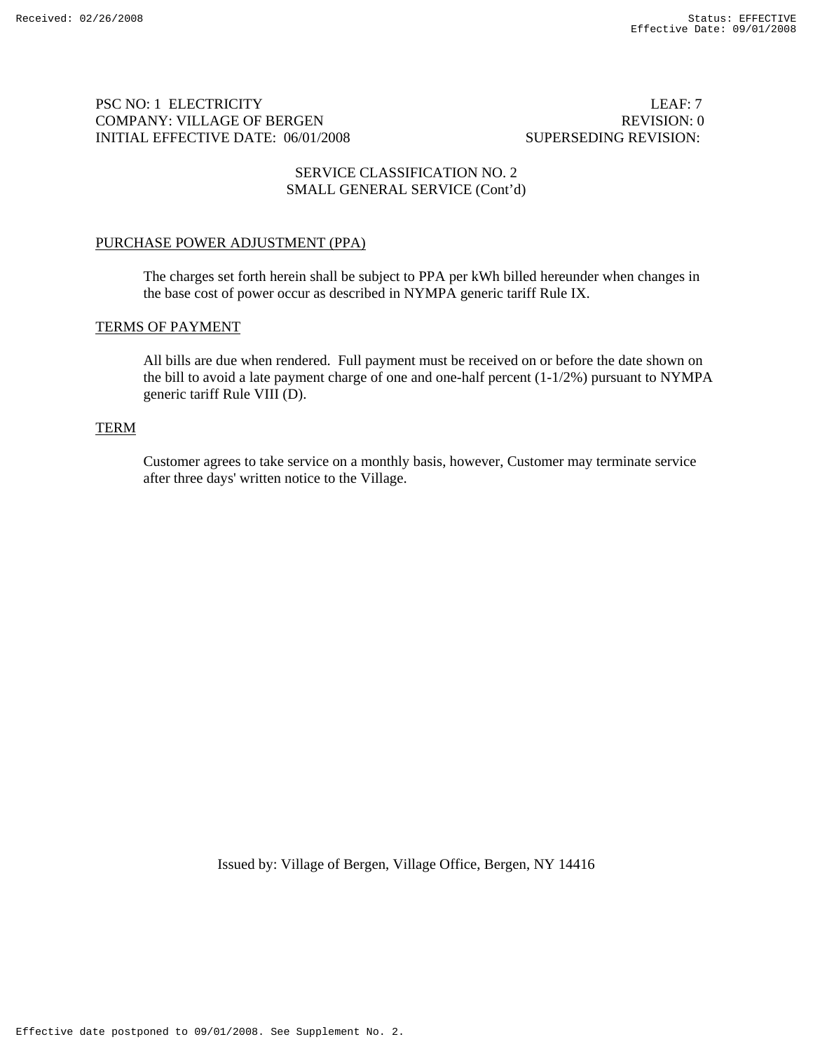PSC NO: 1 ELECTRICITY LEAF: 7
COMPANY: VILLAGE OF BERGEN REVISION: 0
INITIAL EFFECTIVE DATE: 06/01/2008 SUPERSEDING REVISION:

SERVICE CLASSIFICATION NO. 2
SMALL GENERAL SERVICE (Cont'd)

PURCHASE POWER ADJUSTMENT (PPA)

The charges set forth herein shall be subject to PPA per kWh billed hereunder when changes in the base cost of power occur as described in NYMPA generic tariff Rule IX.

TERMS OF PAYMENT

All bills are due when rendered. Full payment must be received on or before the date shown on the bill to avoid a late payment charge of one and one-half percent (1-1/2%) pursuant to NYMPA generic tariff Rule VIII (D).

TERM

Customer agrees to take service on a monthly basis, however, Customer may terminate service after three days' written notice to the Village.

Issued by: Village of Bergen, Village Office, Bergen, NY 14416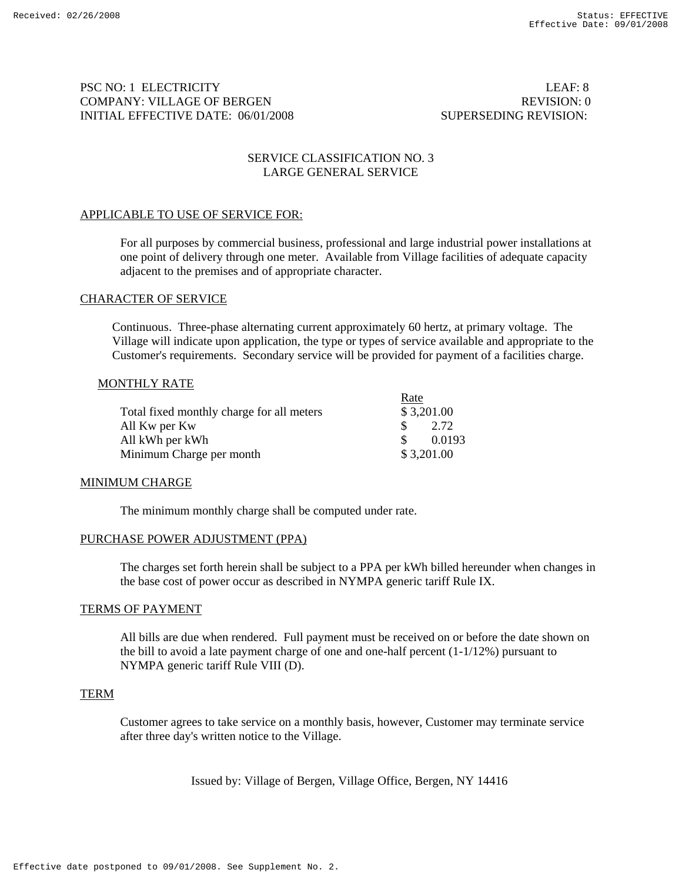PSC NO: 1 ELECTRICITY LEAF: 8
COMPANY: VILLAGE OF BERGEN REVISION: 0
INITIAL EFFECTIVE DATE: 06/01/2008 SUPERSEDING REVISION:

## SERVICE CLASSIFICATION NO. 3
## LARGE GENERAL SERVICE

### APPLICABLE TO USE OF SERVICE FOR:

For all purposes by commercial business, professional and large industrial power installations at one point of delivery through one meter. Available from Village facilities of adequate capacity adjacent to the premises and of appropriate character.

### CHARACTER OF SERVICE

Continuous. Three-phase alternating current approximately 60 hertz, at primary voltage. The Village will indicate upon application, the type or types of service available and appropriate to the Customer's requirements. Secondary service will be provided for payment of a facilities charge.

### MONTHLY RATE

| | Rate |
|---|---|
| Total fixed monthly charge for all meters | $ 3,201.00 |
| All Kw per Kw | $ 2.72 |
| All kWh per kWh | $ 0.0193 |
| Minimum Charge per month | $ 3,201.00 |

### MINIMUM CHARGE

The minimum monthly charge shall be computed under rate.

### PURCHASE POWER ADJUSTMENT (PPA)

The charges set forth herein shall be subject to a PPA per kWh billed hereunder when changes in the base cost of power occur as described in NYMPA generic tariff Rule IX.

### TERMS OF PAYMENT

All bills are due when rendered. Full payment must be received on or before the date shown on the bill to avoid a late payment charge of one and one-half percent (1-1/12%) pursuant to NYMPA generic tariff Rule VIII (D).

### TERM

Customer agrees to take service on a monthly basis, however, Customer may terminate service after three day's written notice to the Village.

Issued by: Village of Bergen, Village Office, Bergen, NY 14416

Effective date postponed to 09/01/2008. See Supplement No. 2.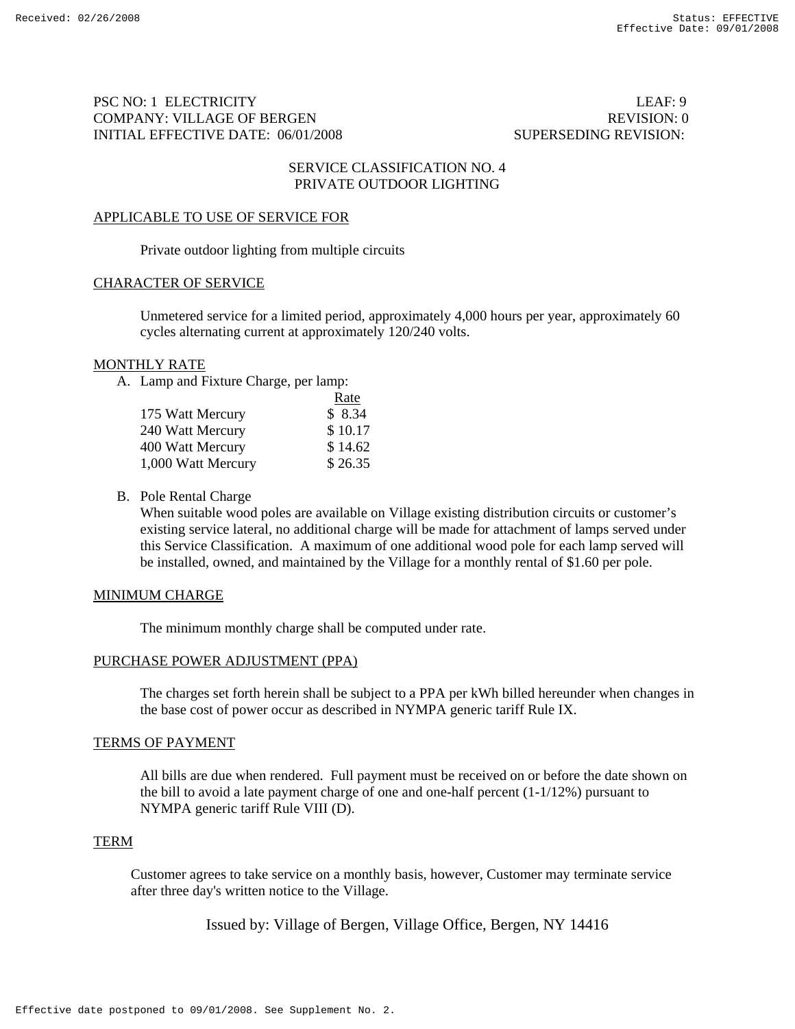PSC NO: 1 ELECTRICITY LEAF: 9
COMPANY: VILLAGE OF BERGEN REVISION: 0
INITIAL EFFECTIVE DATE: 06/01/2008 SUPERSEDING REVISION:

## SERVICE CLASSIFICATION NO. 4
## PRIVATE OUTDOOR LIGHTING

### APPLICABLE TO USE OF SERVICE FOR

Private outdoor lighting from multiple circuits

### CHARACTER OF SERVICE

Unmetered service for a limited period, approximately 4,000 hours per year, approximately 60 cycles alternating current at approximately 120/240 volts.

### MONTHLY RATE

A. Lamp and Fixture Charge, per lamp:

| | Rate |
|---|---|
| 175 Watt Mercury | $ 8.34 |
| 240 Watt Mercury | $ 10.17 |
| 400 Watt Mercury | $ 14.62 |
| 1,000 Watt Mercury | $ 26.35 |

B. Pole Rental Charge
When suitable wood poles are available on Village existing distribution circuits or customer's existing service lateral, no additional charge will be made for attachment of lamps served under this Service Classification. A maximum of one additional wood pole for each lamp served will be installed, owned, and maintained by the Village for a monthly rental of $1.60 per pole.

### MINIMUM CHARGE

The minimum monthly charge shall be computed under rate.

### PURCHASE POWER ADJUSTMENT (PPA)

The charges set forth herein shall be subject to a PPA per kWh billed hereunder when changes in the base cost of power occur as described in NYMPA generic tariff Rule IX.

### TERMS OF PAYMENT

All bills are due when rendered. Full payment must be received on or before the date shown on the bill to avoid a late payment charge of one and one-half percent (1-1/12%) pursuant to NYMPA generic tariff Rule VIII (D).

### TERM

Customer agrees to take service on a monthly basis, however, Customer may terminate service after three day's written notice to the Village.

Issued by: Village of Bergen, Village Office, Bergen, NY 14416

Effective date postponed to 09/01/2008. See Supplement No. 2.